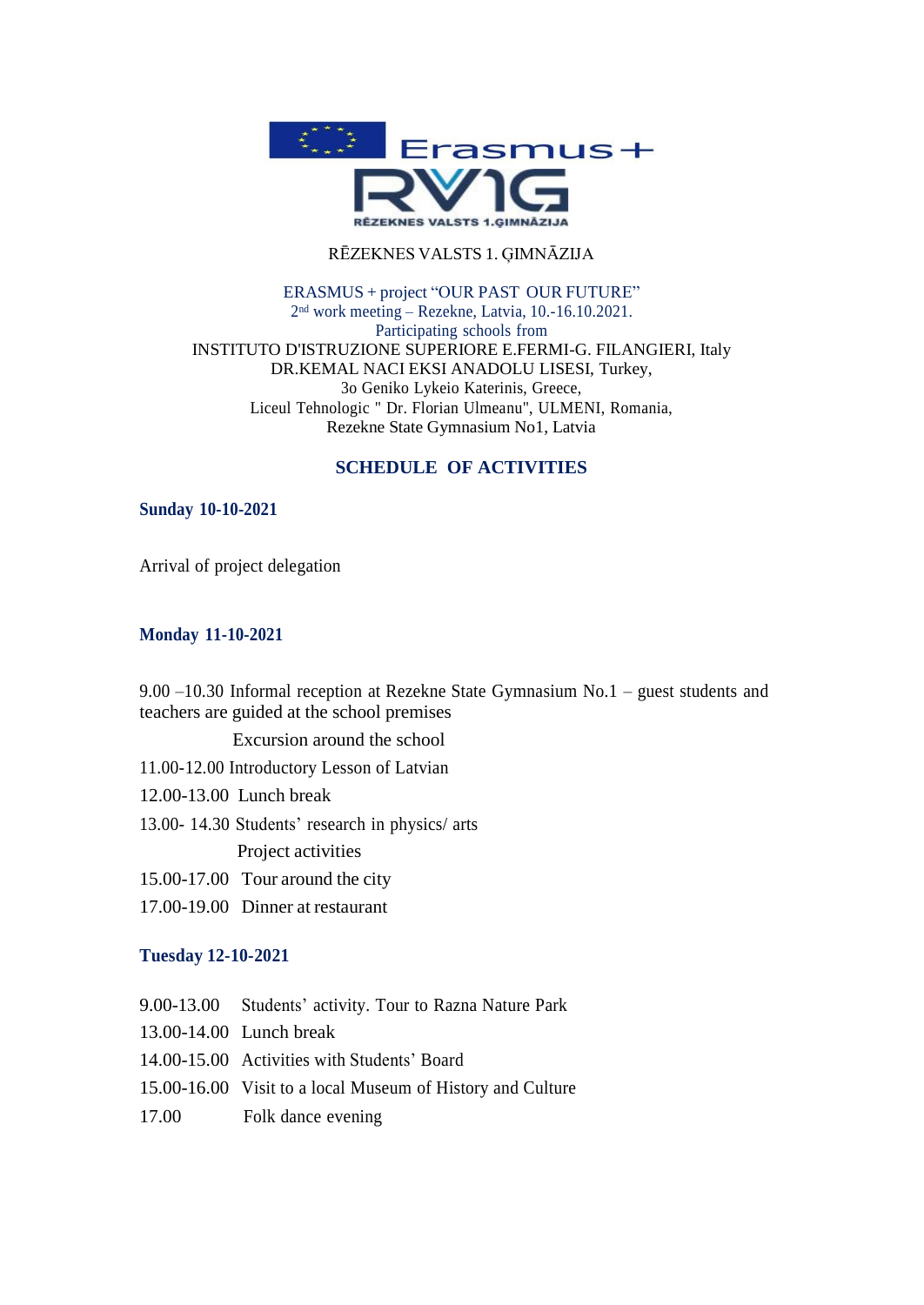RĒZEKNES VALSTS 1. ĢIMNĀZIJA

ERASMUS + project "OUR PAST OUR FUTURE"
2nd work meeting – Rezekne, Latvia, 10.-16.10.2021.
Participating schools from
INSTITUTO D'ISTRUZIONE SUPERIORE E.FERMI-G. FILANGIERI, Italy
DR.KEMAL NACI EKSI ANADOLU LISESI, Turkey,
3o Geniko Lykeio Katerinis, Greece,
Liceul Tehnologic " Dr. Florian Ulmeanu", ULMENI, Romania,
Rezekne State Gymnasium No1, Latvia

## SCHEDULE OF ACTIVITIES

### Sunday 10-10-2021

Arrival of project delegation

### Monday 11-10-2021

9.00 –10.30 Informal reception at Rezekne State Gymnasium No.1 – guest students and teachers are guided at the school premises

Excursion around the school

11.00-12.00 Introductory Lesson of Latvian

12.00-13.00 Lunch break

13.00- 14.30 Students' research in physics/ arts

Project activities

15.00-17.00 Tour around the city

17.00-19.00 Dinner at restaurant

### Tuesday 12-10-2021

9.00-13.00 Students' activity. Tour to Razna Nature Park

13.00-14.00 Lunch break

14.00-15.00 Activities with Students' Board

15.00-16.00 Visit to a local Museum of History and Culture

17.00 Folk dance evening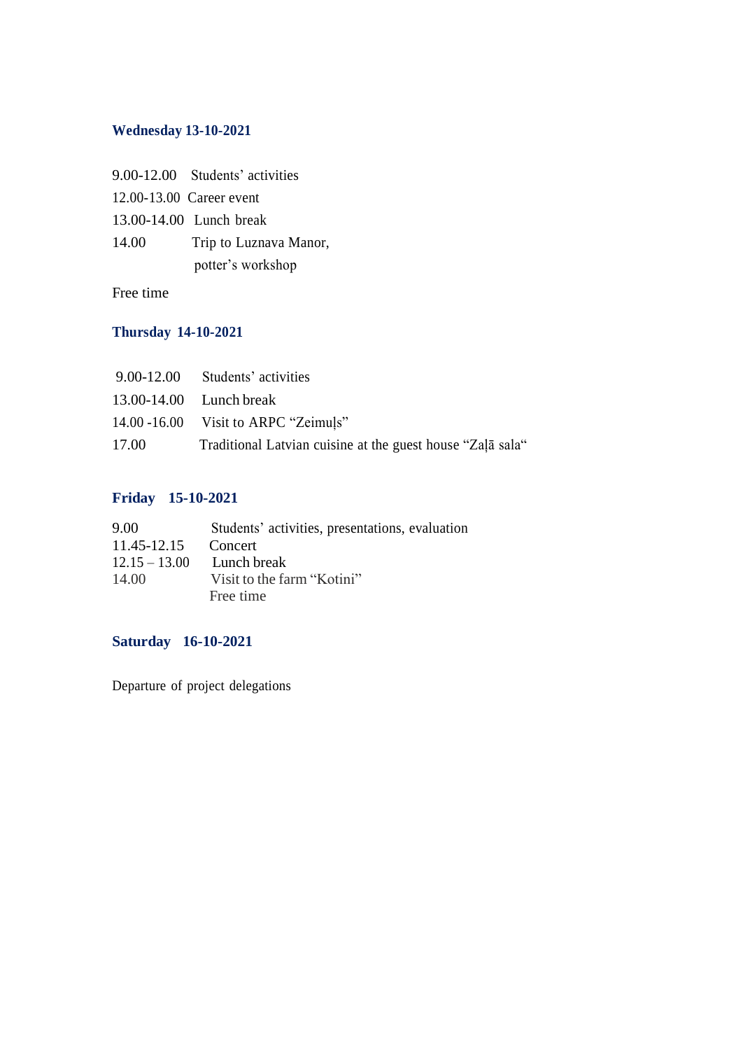### Wednesday 13-10-2021

9.00-12.00 Students' activities
12.00-13.00 Career event
13.00-14.00 Lunch break
14.00 Trip to Luznava Manor,
potter's workshop

Free time

### Thursday 14-10-2021

9.00-12.00 Students' activities
13.00-14.00 Lunch break
14.00 -16.00 Visit to ARPC "Zeimuļs"
17.00 Traditional Latvian cuisine at the guest house "Zaļā sala"

### Friday 15-10-2021

9.00 Students' activities, presentations, evaluation
11.45-12.15 Concert
12.15 – 13.00 Lunch break
14.00 Visit to the farm "Kotini"
Free time

### Saturday 16-10-2021

Departure of project delegations